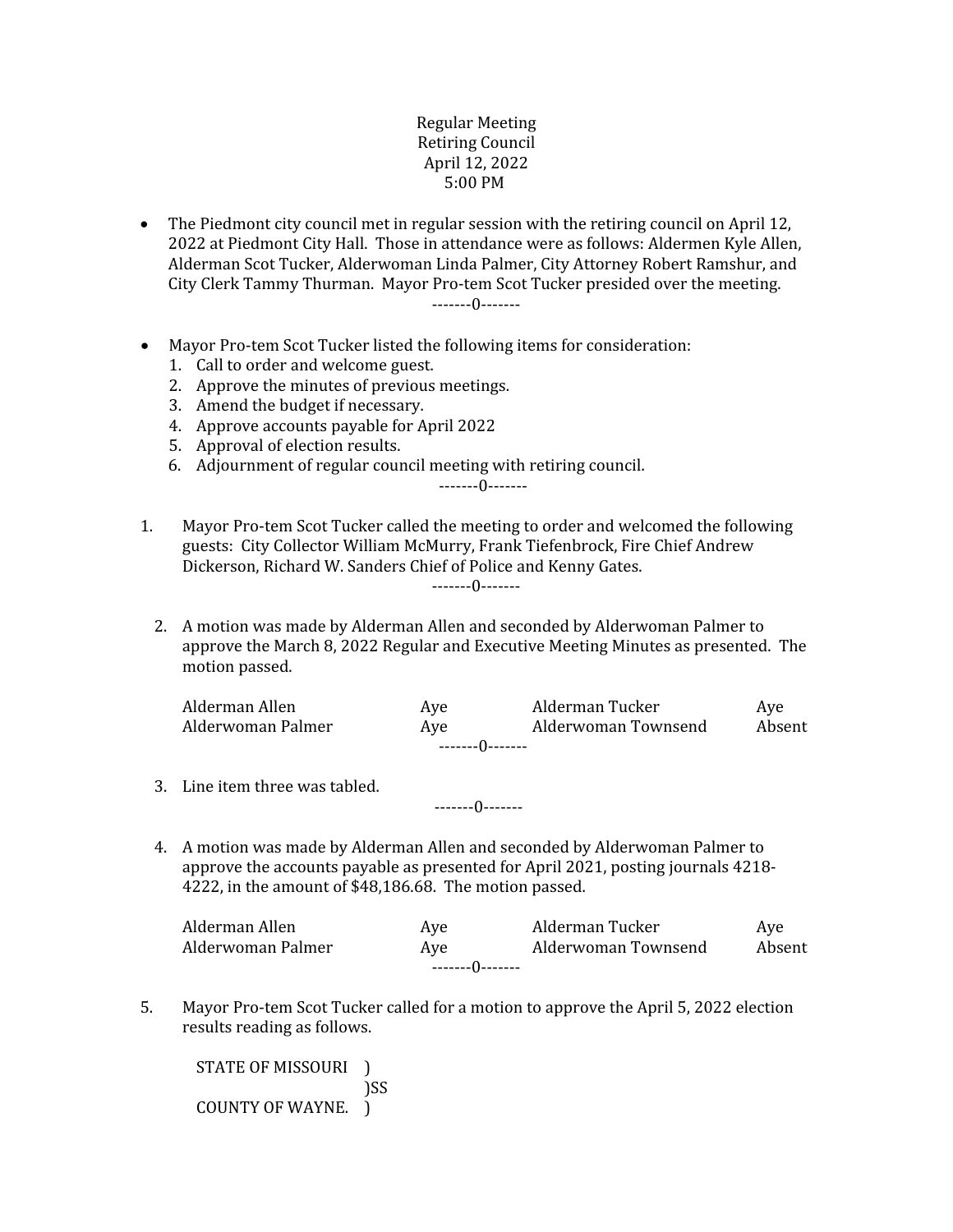Regular Meeting
Retiring Council
April 12, 2022
5:00 PM

- The Piedmont city council met in regular session with the retiring council on April 12, 2022 at Piedmont City Hall. Those in attendance were as follows: Aldermen Kyle Allen, Alderman Scot Tucker, Alderwoman Linda Palmer, City Attorney Robert Ramshur, and City Clerk Tammy Thurman. Mayor Pro-tem Scot Tucker presided over the meeting.

-------0-------

- Mayor Pro-tem Scot Tucker listed the following items for consideration:
  1. Call to order and welcome guest.
  2. Approve the minutes of previous meetings.
  3. Amend the budget if necessary.
  4. Approve accounts payable for April 2022
  5. Approval of election results.
  6. Adjournment of regular council meeting with retiring council.

-------0-------

1. Mayor Pro-tem Scot Tucker called the meeting to order and welcomed the following guests: City Collector William McMurry, Frank Tiefenbrock, Fire Chief Andrew Dickerson, Richard W. Sanders Chief of Police and Kenny Gates.

-------0-------

2. A motion was made by Alderman Allen and seconded by Alderwoman Palmer to approve the March 8, 2022 Regular and Executive Meeting Minutes as presented. The motion passed.

| | | | |
|---|---|---|---|
| Alderman Allen | Aye | Alderman Tucker | Aye |
| Alderwoman Palmer | Aye | Alderwoman Townsend | Absent |

-------0-------

3. Line item three was tabled.

-------0-------

4. A motion was made by Alderman Allen and seconded by Alderwoman Palmer to approve the accounts payable as presented for April 2021, posting journals 4218-4222, in the amount of $48,186.68. The motion passed.

| | | | |
|---|---|---|---|
| Alderman Allen | Aye | Alderman Tucker | Aye |
| Alderwoman Palmer | Aye | Alderwoman Townsend | Absent |

-------0-------

5. Mayor Pro-tem Scot Tucker called for a motion to approve the April 5, 2022 election results reading as follows.

STATE OF MISSOURI )
)SS
COUNTY OF WAYNE. )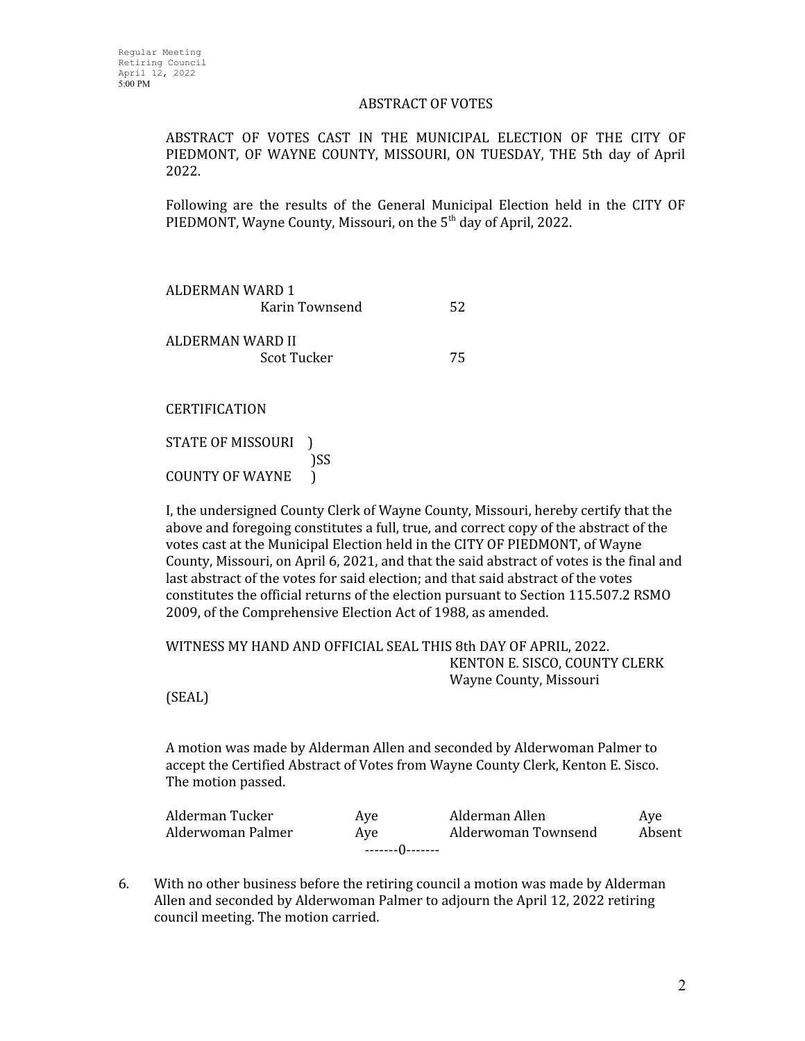Regular Meeting
Retiring Council
April 12, 2022
5:00 PM

ABSTRACT OF VOTES

ABSTRACT OF VOTES CAST IN THE MUNICIPAL ELECTION OF THE CITY OF PIEDMONT, OF WAYNE COUNTY, MISSOURI, ON TUESDAY, THE 5th day of April 2022.

Following are the results of the General Municipal Election held in the CITY OF PIEDMONT, Wayne County, Missouri, on the 5th day of April, 2022.

ALDERMAN WARD 1

| | |
|---|---|
| Karin Townsend | 52 |

ALDERMAN WARD II

| | |
|---|---|
| Scot Tucker | 75 |

CERTIFICATION

STATE OF MISSOURI )
)SS
COUNTY OF WAYNE )

I, the undersigned County Clerk of Wayne County, Missouri, hereby certify that the above and foregoing constitutes a full, true, and correct copy of the abstract of the votes cast at the Municipal Election held in the CITY OF PIEDMONT, of Wayne County, Missouri, on April 6, 2021, and that the said abstract of votes is the final and last abstract of the votes for said election; and that said abstract of the votes constitutes the official returns of the election pursuant to Section 115.507.2 RSMO 2009, of the Comprehensive Election Act of 1988, as amended.

WITNESS MY HAND AND OFFICIAL SEAL THIS 8th DAY OF APRIL, 2022.

KENTON E. SISCO, COUNTY CLERK
Wayne County, Missouri

(SEAL)

A motion was made by Alderman Allen and seconded by Alderwoman Palmer to accept the Certified Abstract of Votes from Wayne County Clerk, Kenton E. Sisco. The motion passed.

| | | | |
|---|---|---|---|
| Alderman Tucker | Aye | Alderman Allen | Aye |
| Alderwoman Palmer | Aye | Alderwoman Townsend | Absent |

-------0-------

6. With no other business before the retiring council a motion was made by Alderman Allen and seconded by Alderwoman Palmer to adjourn the April 12, 2022 retiring council meeting. The motion carried.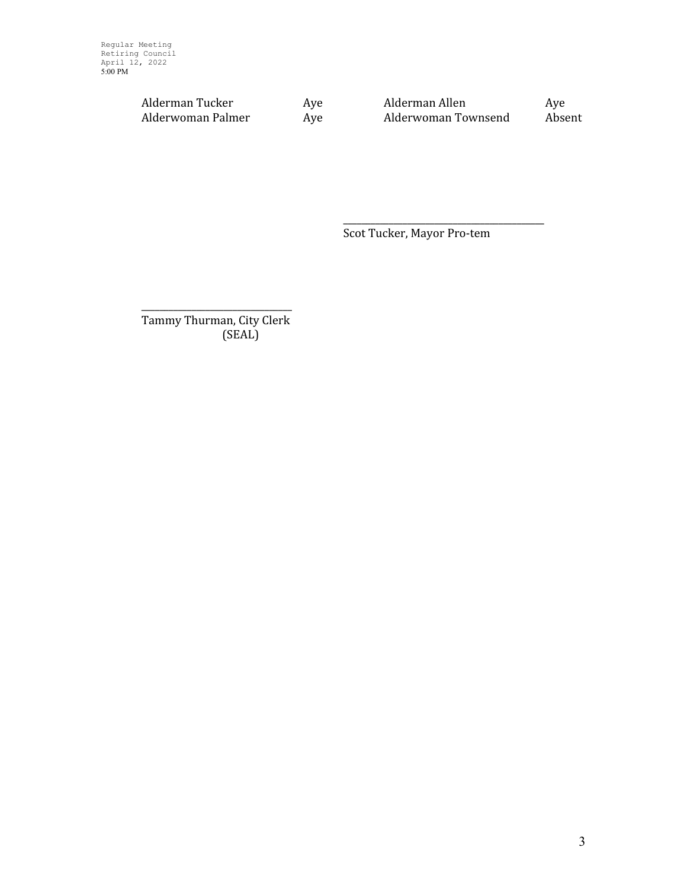| | | | |
|---|---|---|---|
| Alderman Tucker | Aye | Alderman Allen | Aye |
| Alderwoman Palmer | Aye | Alderwoman Townsend | Absent |

\_\_\_\_\_\_\_\_\_\_\_\_\_\_\_\_\_\_\_\_\_\_\_\_\_\_\_\_\_\_\_\_\_\_\_\_\_\_\_\_

Scot Tucker, Mayor Pro-tem

\_\_\_\_\_\_\_\_\_\_\_\_\_\_\_\_\_\_\_\_\_\_\_\_\_\_\_\_\_\_

Tammy Thurman, City Clerk

(SEAL)